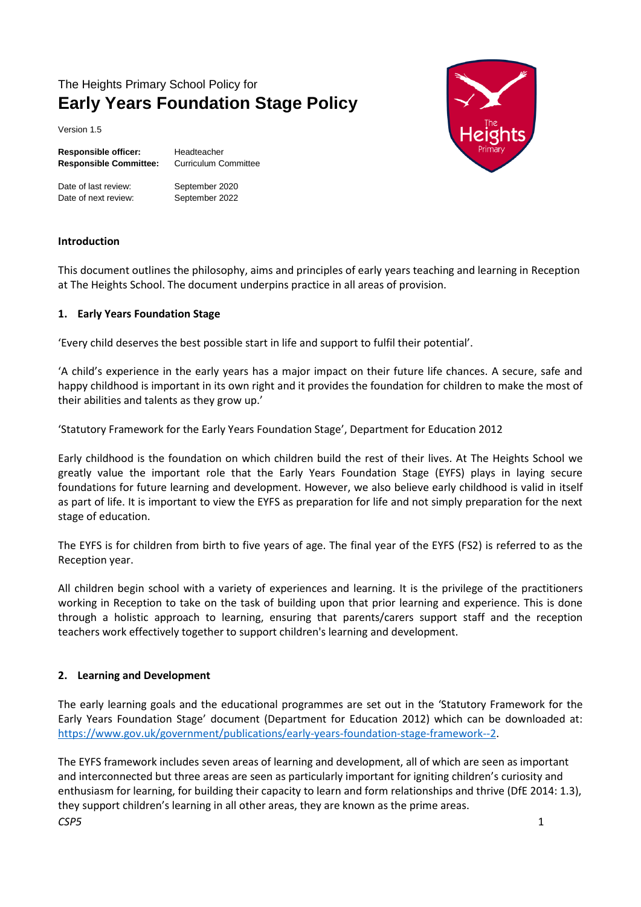The Heights Primary School Policy for

# Early Years Foundation Stage Policy

Version 1.5

| | |
|---|---|
| **Responsible officer:** | Headteacher |
| **Responsible Committee:** | Curriculum Committee |
| Date of last review: | September 2020 |
| Date of next review: | September 2022 |

## Introduction

This document outlines the philosophy, aims and principles of early years teaching and learning in Reception at The Heights School. The document underpins practice in all areas of provision.

## 1. Early Years Foundation Stage

'Every child deserves the best possible start in life and support to fulfil their potential'.

'A child's experience in the early years has a major impact on their future life chances. A secure, safe and happy childhood is important in its own right and it provides the foundation for children to make the most of their abilities and talents as they grow up.'

'Statutory Framework for the Early Years Foundation Stage', Department for Education 2012

Early childhood is the foundation on which children build the rest of their lives. At The Heights School we greatly value the important role that the Early Years Foundation Stage (EYFS) plays in laying secure foundations for future learning and development. However, we also believe early childhood is valid in itself as part of life. It is important to view the EYFS as preparation for life and not simply preparation for the next stage of education.

The EYFS is for children from birth to five years of age. The final year of the EYFS (FS2) is referred to as the Reception year.

All children begin school with a variety of experiences and learning. It is the privilege of the practitioners working in Reception to take on the task of building upon that prior learning and experience. This is done through a holistic approach to learning, ensuring that parents/carers support staff and the reception teachers work effectively together to support children's learning and development.

## 2. Learning and Development

The early learning goals and the educational programmes are set out in the 'Statutory Framework for the Early Years Foundation Stage' document (Department for Education 2012) which can be downloaded at: https://www.gov.uk/government/publications/early-years-foundation-stage-framework--2.

The EYFS framework includes seven areas of learning and development, all of which are seen as important and interconnected but three areas are seen as particularly important for igniting children's curiosity and enthusiasm for learning, for building their capacity to learn and form relationships and thrive (DfE 2014: 1.3), they support children's learning in all other areas, they are known as the prime areas.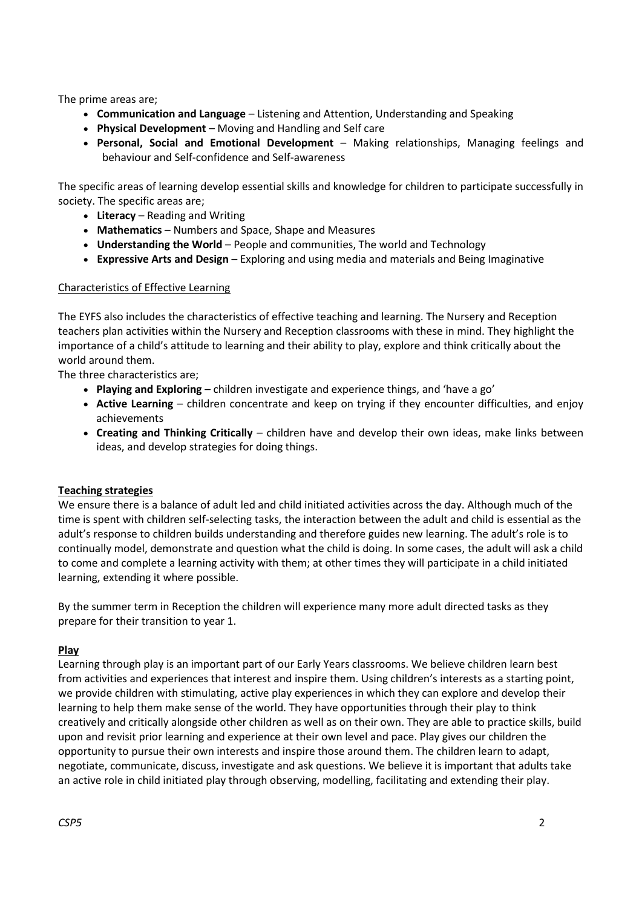The prime areas are;

- **Communication and Language** – Listening and Attention, Understanding and Speaking
- **Physical Development** – Moving and Handling and Self care
- **Personal, Social and Emotional Development** – Making relationships, Managing feelings and behaviour and Self-confidence and Self-awareness

The specific areas of learning develop essential skills and knowledge for children to participate successfully in society. The specific areas are;

- **Literacy** – Reading and Writing
- **Mathematics** – Numbers and Space, Shape and Measures
- **Understanding the World** – People and communities, The world and Technology
- **Expressive Arts and Design** – Exploring and using media and materials and Being Imaginative

<u>Characteristics of Effective Learning</u>

The EYFS also includes the characteristics of effective teaching and learning. The Nursery and Reception teachers plan activities within the Nursery and Reception classrooms with these in mind. They highlight the importance of a child's attitude to learning and their ability to play, explore and think critically about the world around them.

The three characteristics are;

- **Playing and Exploring** – children investigate and experience things, and 'have a go'
- **Active Learning** – children concentrate and keep on trying if they encounter difficulties, and enjoy achievements
- **Creating and Thinking Critically** – children have and develop their own ideas, make links between ideas, and develop strategies for doing things.

## <u>Teaching strategies</u>

We ensure there is a balance of adult led and child initiated activities across the day. Although much of the time is spent with children self-selecting tasks, the interaction between the adult and child is essential as the adult's response to children builds understanding and therefore guides new learning. The adult's role is to continually model, demonstrate and question what the child is doing. In some cases, the adult will ask a child to come and complete a learning activity with them; at other times they will participate in a child initiated learning, extending it where possible.

By the summer term in Reception the children will experience many more adult directed tasks as they prepare for their transition to year 1.

## <u>Play</u>

Learning through play is an important part of our Early Years classrooms. We believe children learn best from activities and experiences that interest and inspire them. Using children's interests as a starting point, we provide children with stimulating, active play experiences in which they can explore and develop their learning to help them make sense of the world. They have opportunities through their play to think creatively and critically alongside other children as well as on their own. They are able to practice skills, build upon and revisit prior learning and experience at their own level and pace. Play gives our children the opportunity to pursue their own interests and inspire those around them. The children learn to adapt, negotiate, communicate, discuss, investigate and ask questions. We believe it is important that adults take an active role in child initiated play through observing, modelling, facilitating and extending their play.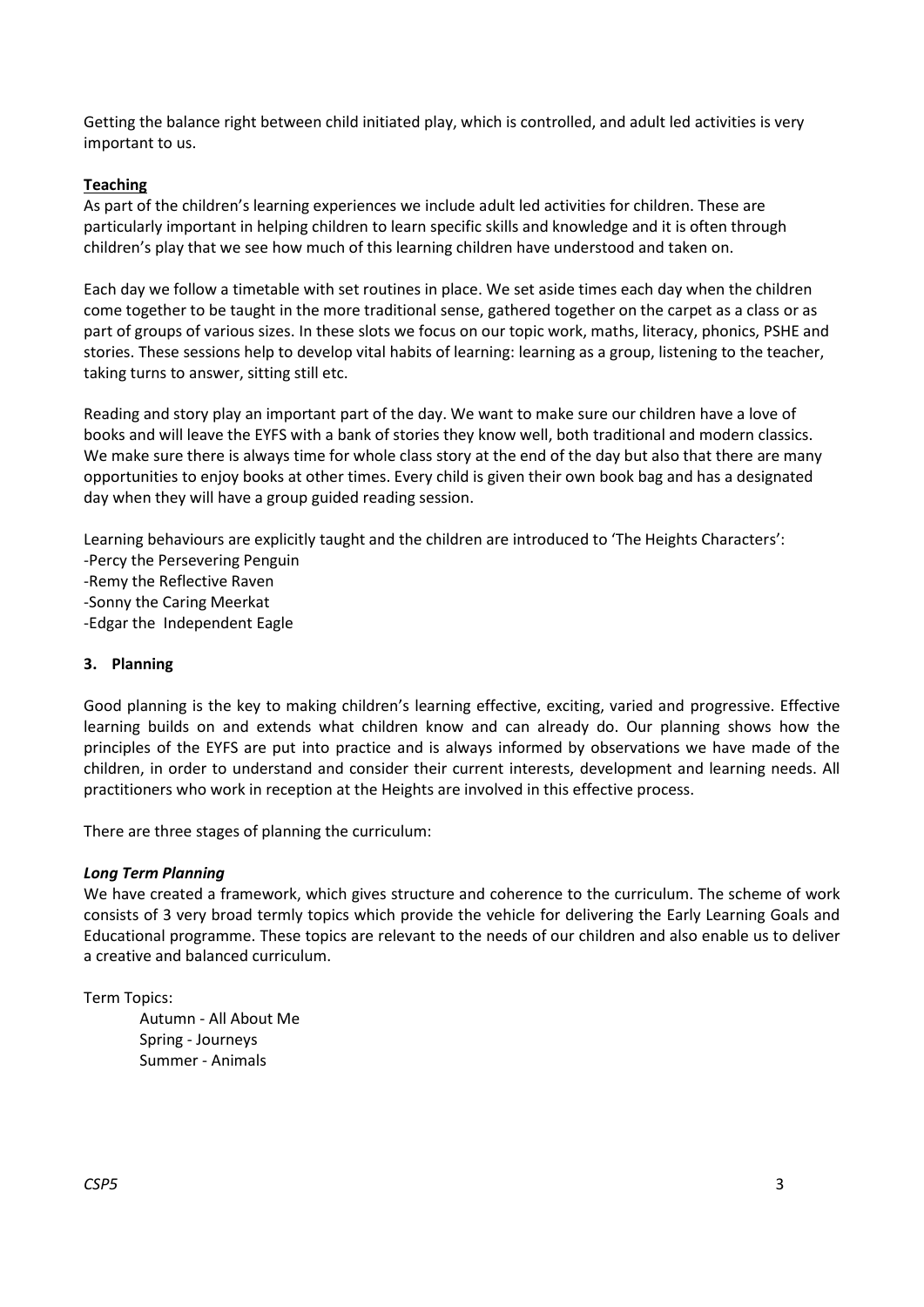Getting the balance right between child initiated play, which is controlled, and adult led activities is very important to us.

**Teaching**

As part of the children's learning experiences we include adult led activities for children. These are particularly important in helping children to learn specific skills and knowledge and it is often through children's play that we see how much of this learning children have understood and taken on.

Each day we follow a timetable with set routines in place. We set aside times each day when the children come together to be taught in the more traditional sense, gathered together on the carpet as a class or as part of groups of various sizes. In these slots we focus on our topic work, maths, literacy, phonics, PSHE and stories. These sessions help to develop vital habits of learning: learning as a group, listening to the teacher, taking turns to answer, sitting still etc.

Reading and story play an important part of the day. We want to make sure our children have a love of books and will leave the EYFS with a bank of stories they know well, both traditional and modern classics. We make sure there is always time for whole class story at the end of the day but also that there are many opportunities to enjoy books at other times. Every child is given their own book bag and has a designated day when they will have a group guided reading session.

Learning behaviours are explicitly taught and the children are introduced to 'The Heights Characters':

-Percy the Persevering Penguin
-Remy the Reflective Raven
-Sonny the Caring Meerkat
-Edgar the Independent Eagle

## 3. Planning

Good planning is the key to making children's learning effective, exciting, varied and progressive. Effective learning builds on and extends what children know and can already do. Our planning shows how the principles of the EYFS are put into practice and is always informed by observations we have made of the children, in order to understand and consider their current interests, development and learning needs. All practitioners who work in reception at the Heights are involved in this effective process.

There are three stages of planning the curriculum:

***Long Term Planning***

We have created a framework, which gives structure and coherence to the curriculum. The scheme of work consists of 3 very broad termly topics which provide the vehicle for delivering the Early Learning Goals and Educational programme. These topics are relevant to the needs of our children and also enable us to deliver a creative and balanced curriculum.

Term Topics:

Autumn - All About Me
Spring - Journeys
Summer - Animals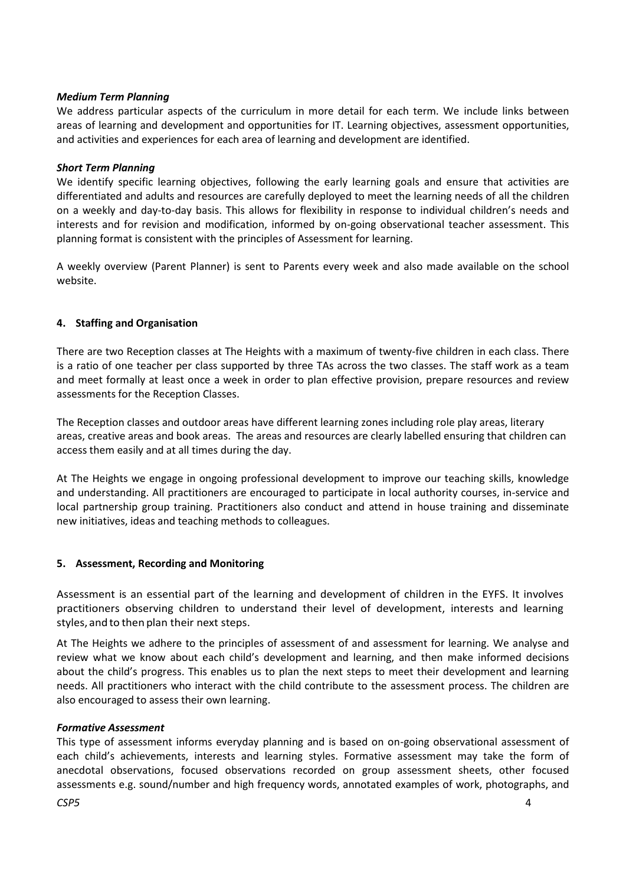### *Medium Term Planning*

We address particular aspects of the curriculum in more detail for each term. We include links between areas of learning and development and opportunities for IT. Learning objectives, assessment opportunities, and activities and experiences for each area of learning and development are identified.

### *Short Term Planning*

We identify specific learning objectives, following the early learning goals and ensure that activities are differentiated and adults and resources are carefully deployed to meet the learning needs of all the children on a weekly and day-to-day basis. This allows for flexibility in response to individual children's needs and interests and for revision and modification, informed by on-going observational teacher assessment. This planning format is consistent with the principles of Assessment for learning.

A weekly overview (Parent Planner) is sent to Parents every week and also made available on the school website.

## 4. Staffing and Organisation

There are two Reception classes at The Heights with a maximum of twenty-five children in each class. There is a ratio of one teacher per class supported by three TAs across the two classes. The staff work as a team and meet formally at least once a week in order to plan effective provision, prepare resources and review assessments for the Reception Classes.

The Reception classes and outdoor areas have different learning zones including role play areas, literary areas, creative areas and book areas. The areas and resources are clearly labelled ensuring that children can access them easily and at all times during the day.

At The Heights we engage in ongoing professional development to improve our teaching skills, knowledge and understanding. All practitioners are encouraged to participate in local authority courses, in-service and local partnership group training. Practitioners also conduct and attend in house training and disseminate new initiatives, ideas and teaching methods to colleagues.

## 5. Assessment, Recording and Monitoring

Assessment is an essential part of the learning and development of children in the EYFS. It involves practitioners observing children to understand their level of development, interests and learning styles, and to then plan their next steps.

At The Heights we adhere to the principles of assessment of and assessment for learning. We analyse and review what we know about each child's development and learning, and then make informed decisions about the child's progress. This enables us to plan the next steps to meet their development and learning needs. All practitioners who interact with the child contribute to the assessment process. The children are also encouraged to assess their own learning.

### *Formative Assessment*

This type of assessment informs everyday planning and is based on on-going observational assessment of each child's achievements, interests and learning styles. Formative assessment may take the form of anecdotal observations, focused observations recorded on group assessment sheets, other focused assessments e.g. sound/number and high frequency words, annotated examples of work, photographs, and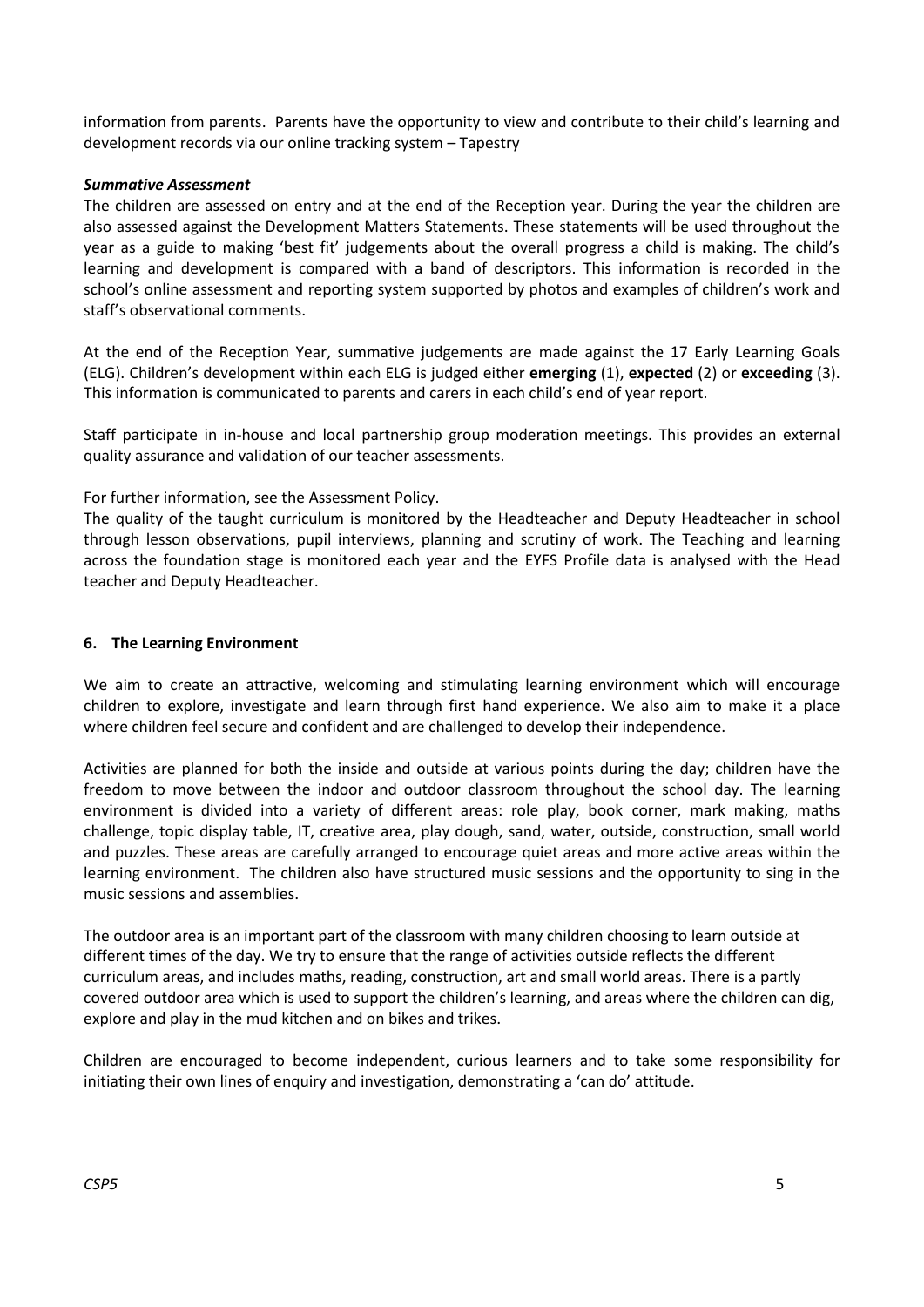information from parents. Parents have the opportunity to view and contribute to their child's learning and development records via our online tracking system – Tapestry

***Summative Assessment***

The children are assessed on entry and at the end of the Reception year. During the year the children are also assessed against the Development Matters Statements. These statements will be used throughout the year as a guide to making 'best fit' judgements about the overall progress a child is making. The child's learning and development is compared with a band of descriptors. This information is recorded in the school's online assessment and reporting system supported by photos and examples of children's work and staff's observational comments.

At the end of the Reception Year, summative judgements are made against the 17 Early Learning Goals (ELG). Children's development within each ELG is judged either **emerging** (1), **expected** (2) or **exceeding** (3). This information is communicated to parents and carers in each child's end of year report.

Staff participate in in-house and local partnership group moderation meetings. This provides an external quality assurance and validation of our teacher assessments.

For further information, see the Assessment Policy.

The quality of the taught curriculum is monitored by the Headteacher and Deputy Headteacher in school through lesson observations, pupil interviews, planning and scrutiny of work. The Teaching and learning across the foundation stage is monitored each year and the EYFS Profile data is analysed with the Head teacher and Deputy Headteacher.

## 6. The Learning Environment

We aim to create an attractive, welcoming and stimulating learning environment which will encourage children to explore, investigate and learn through first hand experience. We also aim to make it a place where children feel secure and confident and are challenged to develop their independence.

Activities are planned for both the inside and outside at various points during the day; children have the freedom to move between the indoor and outdoor classroom throughout the school day. The learning environment is divided into a variety of different areas: role play, book corner, mark making, maths challenge, topic display table, IT, creative area, play dough, sand, water, outside, construction, small world and puzzles. These areas are carefully arranged to encourage quiet areas and more active areas within the learning environment. The children also have structured music sessions and the opportunity to sing in the music sessions and assemblies.

The outdoor area is an important part of the classroom with many children choosing to learn outside at different times of the day. We try to ensure that the range of activities outside reflects the different curriculum areas, and includes maths, reading, construction, art and small world areas. There is a partly covered outdoor area which is used to support the children's learning, and areas where the children can dig, explore and play in the mud kitchen and on bikes and trikes.

Children are encouraged to become independent, curious learners and to take some responsibility for initiating their own lines of enquiry and investigation, demonstrating a 'can do' attitude.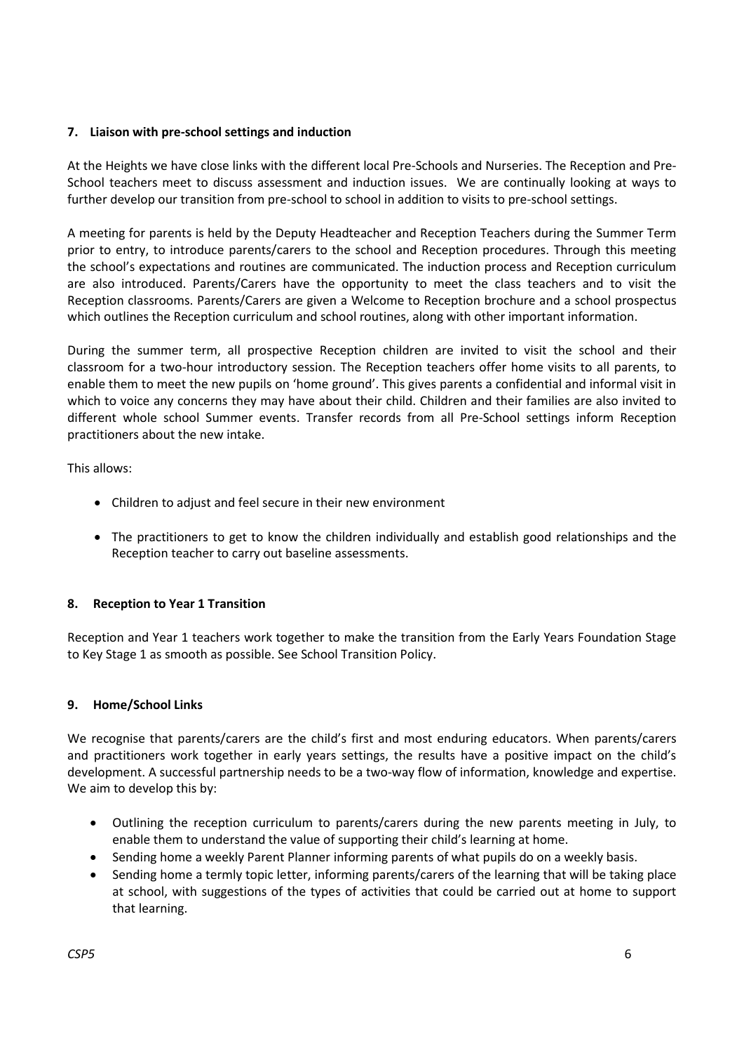## 7. Liaison with pre-school settings and induction

At the Heights we have close links with the different local Pre-Schools and Nurseries. The Reception and Pre-School teachers meet to discuss assessment and induction issues. We are continually looking at ways to further develop our transition from pre-school to school in addition to visits to pre-school settings.

A meeting for parents is held by the Deputy Headteacher and Reception Teachers during the Summer Term prior to entry, to introduce parents/carers to the school and Reception procedures. Through this meeting the school's expectations and routines are communicated. The induction process and Reception curriculum are also introduced. Parents/Carers have the opportunity to meet the class teachers and to visit the Reception classrooms. Parents/Carers are given a Welcome to Reception brochure and a school prospectus which outlines the Reception curriculum and school routines, along with other important information.

During the summer term, all prospective Reception children are invited to visit the school and their classroom for a two-hour introductory session. The Reception teachers offer home visits to all parents, to enable them to meet the new pupils on 'home ground'. This gives parents a confidential and informal visit in which to voice any concerns they may have about their child. Children and their families are also invited to different whole school Summer events. Transfer records from all Pre-School settings inform Reception practitioners about the new intake.

This allows:

- Children to adjust and feel secure in their new environment
- The practitioners to get to know the children individually and establish good relationships and the Reception teacher to carry out baseline assessments.

## 8. Reception to Year 1 Transition

Reception and Year 1 teachers work together to make the transition from the Early Years Foundation Stage to Key Stage 1 as smooth as possible. See School Transition Policy.

## 9. Home/School Links

We recognise that parents/carers are the child's first and most enduring educators. When parents/carers and practitioners work together in early years settings, the results have a positive impact on the child's development. A successful partnership needs to be a two-way flow of information, knowledge and expertise. We aim to develop this by:

- Outlining the reception curriculum to parents/carers during the new parents meeting in July, to enable them to understand the value of supporting their child's learning at home.
- Sending home a weekly Parent Planner informing parents of what pupils do on a weekly basis.
- Sending home a termly topic letter, informing parents/carers of the learning that will be taking place at school, with suggestions of the types of activities that could be carried out at home to support that learning.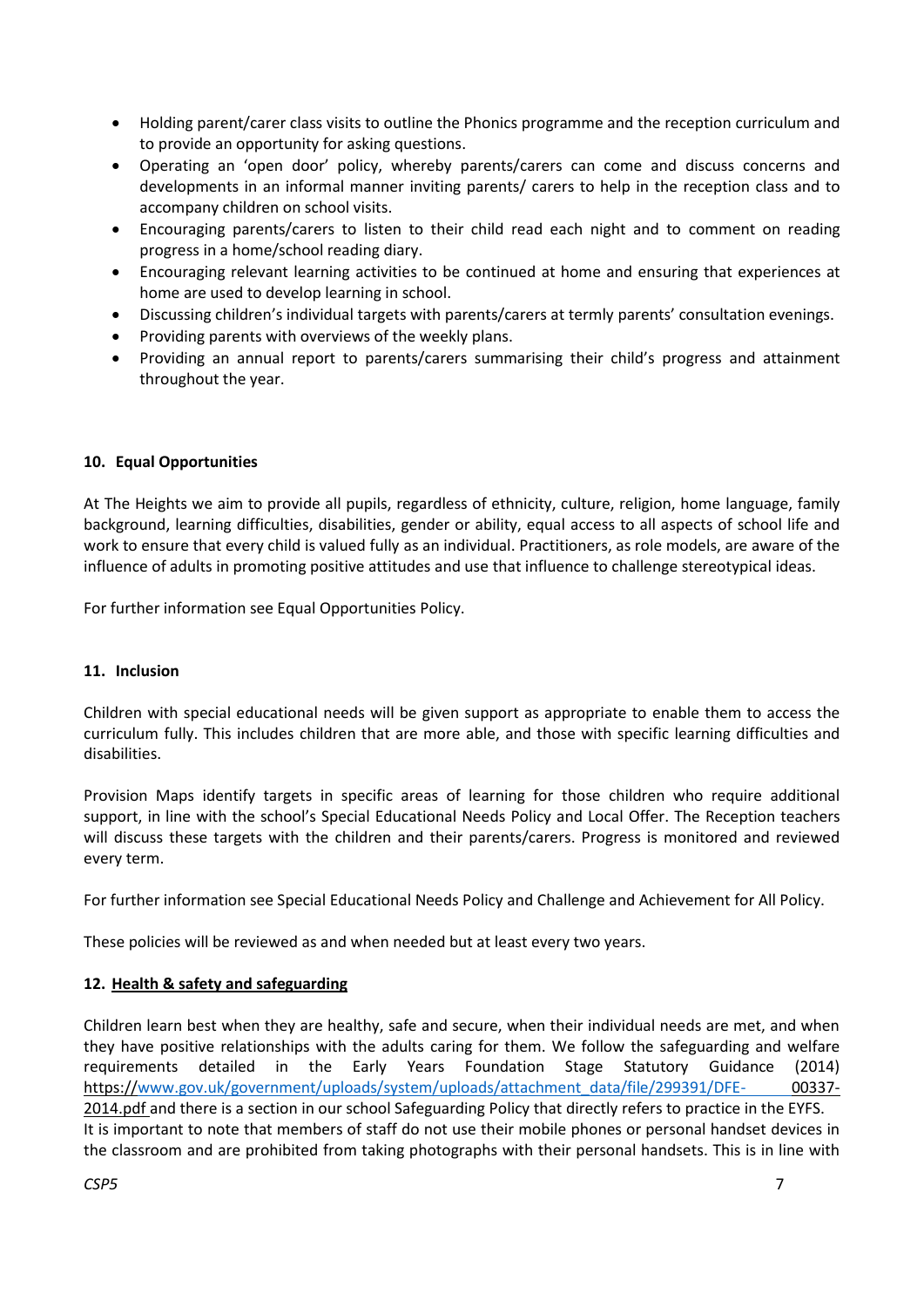- Holding parent/carer class visits to outline the Phonics programme and the reception curriculum and to provide an opportunity for asking questions.
- Operating an 'open door' policy, whereby parents/carers can come and discuss concerns and developments in an informal manner inviting parents/ carers to help in the reception class and to accompany children on school visits.
- Encouraging parents/carers to listen to their child read each night and to comment on reading progress in a home/school reading diary.
- Encouraging relevant learning activities to be continued at home and ensuring that experiences at home are used to develop learning in school.
- Discussing children's individual targets with parents/carers at termly parents' consultation evenings.
- Providing parents with overviews of the weekly plans.
- Providing an annual report to parents/carers summarising their child's progress and attainment throughout the year.

## 10. Equal Opportunities

At The Heights we aim to provide all pupils, regardless of ethnicity, culture, religion, home language, family background, learning difficulties, disabilities, gender or ability, equal access to all aspects of school life and work to ensure that every child is valued fully as an individual. Practitioners, as role models, are aware of the influence of adults in promoting positive attitudes and use that influence to challenge stereotypical ideas.

For further information see Equal Opportunities Policy.

## 11. Inclusion

Children with special educational needs will be given support as appropriate to enable them to access the curriculum fully. This includes children that are more able, and those with specific learning difficulties and disabilities.

Provision Maps identify targets in specific areas of learning for those children who require additional support, in line with the school's Special Educational Needs Policy and Local Offer. The Reception teachers will discuss these targets with the children and their parents/carers. Progress is monitored and reviewed every term.

For further information see Special Educational Needs Policy and Challenge and Achievement for All Policy.

These policies will be reviewed as and when needed but at least every two years.

## 12. Health & safety and safeguarding

Children learn best when they are healthy, safe and secure, when their individual needs are met, and when they have positive relationships with the adults caring for them. We follow the safeguarding and welfare requirements detailed in the Early Years Foundation Stage Statutory Guidance (2014) https://www.gov.uk/government/uploads/system/uploads/attachment_data/file/299391/DFE-00337-2014.pdf and there is a section in our school Safeguarding Policy that directly refers to practice in the EYFS. It is important to note that members of staff do not use their mobile phones or personal handset devices in the classroom and are prohibited from taking photographs with their personal handsets. This is in line with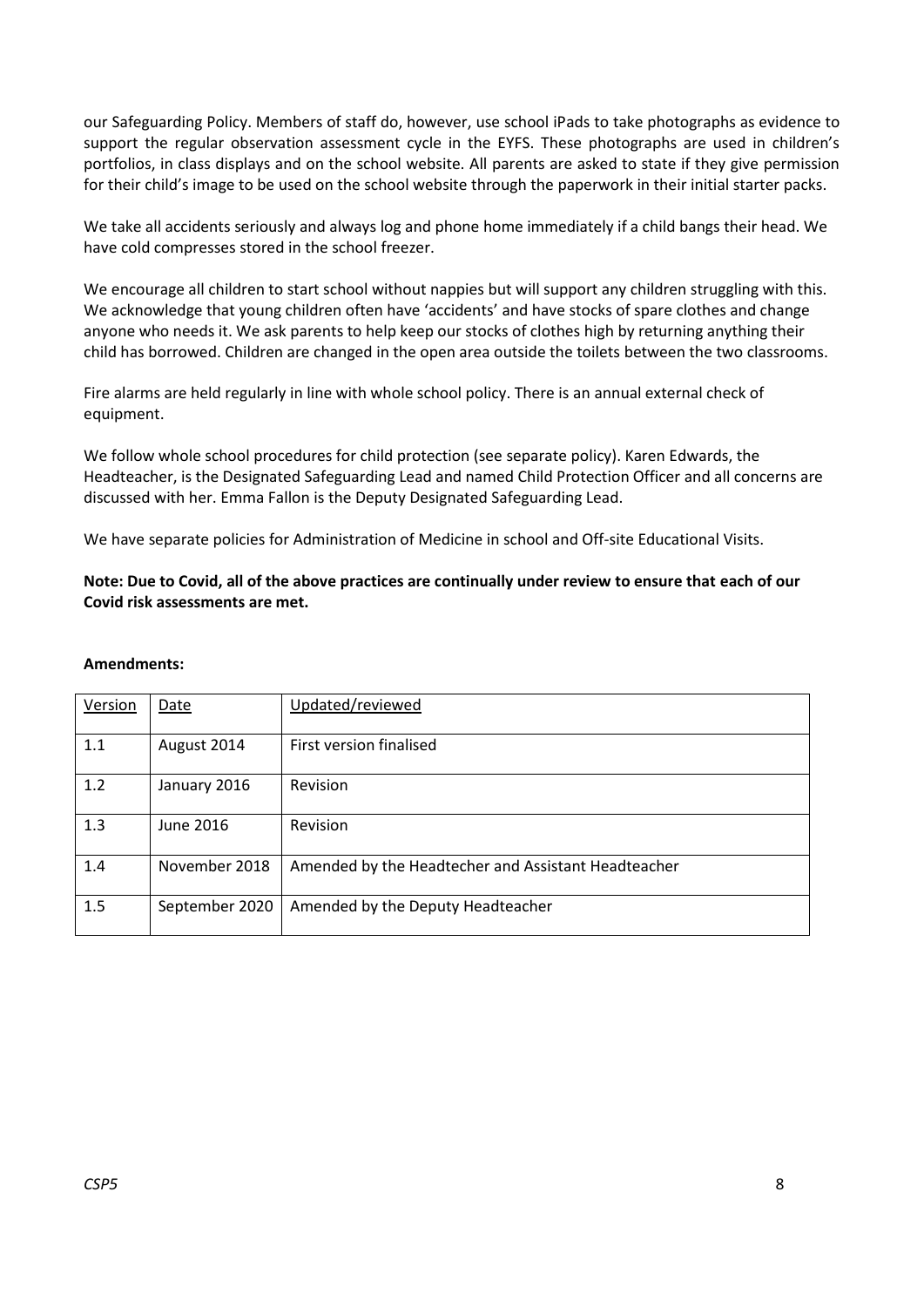our Safeguarding Policy. Members of staff do, however, use school iPads to take photographs as evidence to support the regular observation assessment cycle in the EYFS. These photographs are used in children's portfolios, in class displays and on the school website. All parents are asked to state if they give permission for their child's image to be used on the school website through the paperwork in their initial starter packs.

We take all accidents seriously and always log and phone home immediately if a child bangs their head. We have cold compresses stored in the school freezer.

We encourage all children to start school without nappies but will support any children struggling with this. We acknowledge that young children often have 'accidents' and have stocks of spare clothes and change anyone who needs it. We ask parents to help keep our stocks of clothes high by returning anything their child has borrowed. Children are changed in the open area outside the toilets between the two classrooms.

Fire alarms are held regularly in line with whole school policy. There is an annual external check of equipment.

We follow whole school procedures for child protection (see separate policy). Karen Edwards, the Headteacher, is the Designated Safeguarding Lead and named Child Protection Officer and all concerns are discussed with her. Emma Fallon is the Deputy Designated Safeguarding Lead.

We have separate policies for Administration of Medicine in school and Off-site Educational Visits.

**Note: Due to Covid, all of the above practices are continually under review to ensure that each of our Covid risk assessments are met.**

**Amendments:**

| Version | Date | Updated/reviewed |
|---|---|---|
| 1.1 | August 2014 | First version finalised |
| 1.2 | January 2016 | Revision |
| 1.3 | June 2016 | Revision |
| 1.4 | November 2018 | Amended by the Headtecher and Assistant Headteacher |
| 1.5 | September 2020 | Amended by the Deputy Headteacher |